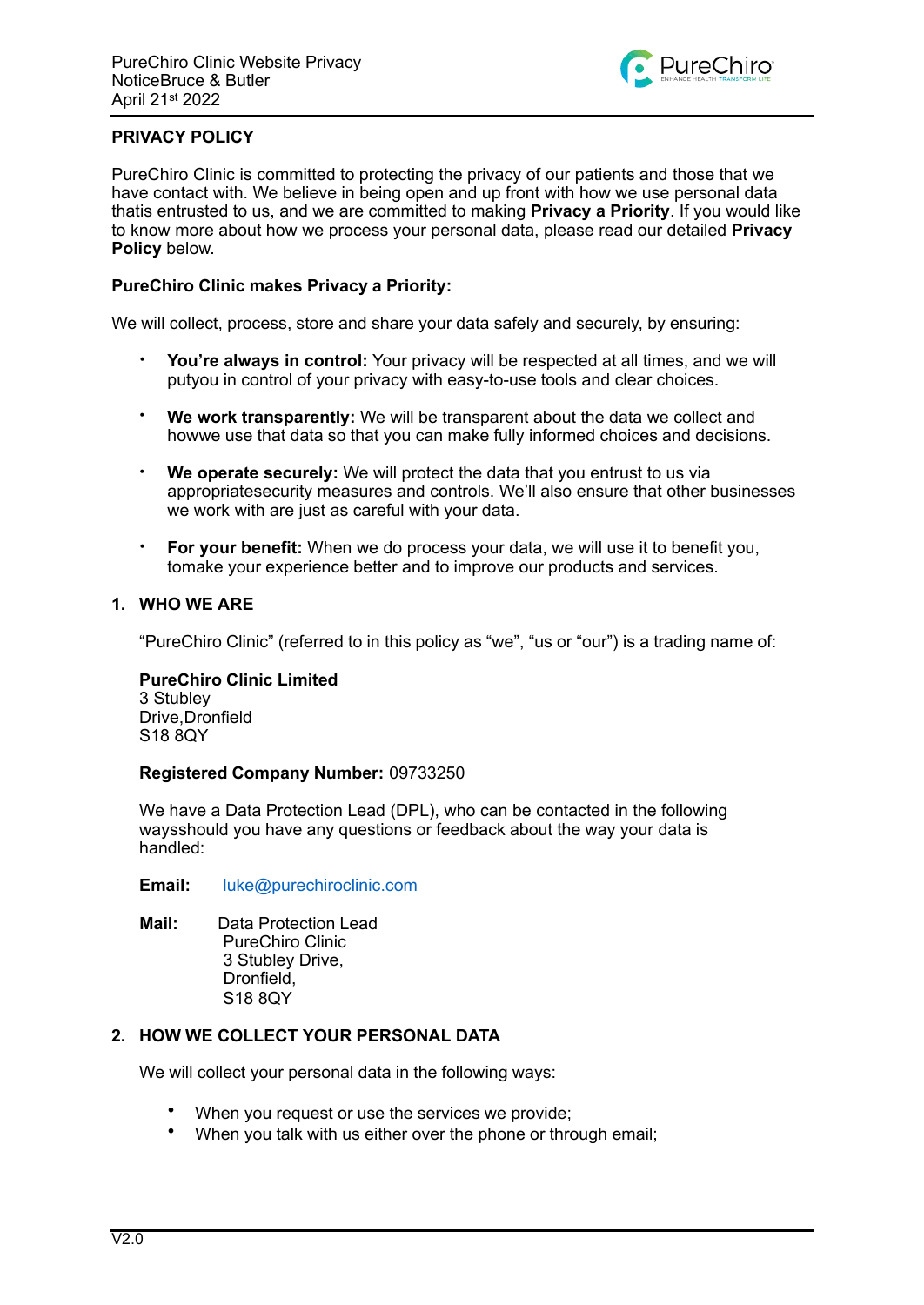## PRIVACY POLICY

PureChiro Clinic is committed to protecting the privacy of our patients and those that we have contact with. We believe in being open and up front with how we use personal data thatis entrusted to us, and we are committed to making **Privacy a Priority**. If you would like to know more about how we process your personal data, please read our detailed **Privacy Policy** below.

### PureChiro Clinic makes Privacy a Priority:

We will collect, process, store and share your data safely and securely, by ensuring:

- **You're always in control:** Your privacy will be respected at all times, and we will putyou in control of your privacy with easy-to-use tools and clear choices.
- **We work transparently:** We will be transparent about the data we collect and howwe use that data so that you can make fully informed choices and decisions.
- **We operate securely:** We will protect the data that you entrust to us via appropriatesecurity measures and controls. We'll also ensure that other businesses we work with are just as careful with your data.
- **For your benefit:** When we do process your data, we will use it to benefit you, tomake your experience better and to improve our products and services.

## 1. WHO WE ARE

"PureChiro Clinic" (referred to in this policy as "we", "us or "our") is a trading name of:

**PureChiro Clinic Limited**
3 Stubley
Drive,Dronfield
S18 8QY

**Registered Company Number:** 09733250

We have a Data Protection Lead (DPL), who can be contacted in the following waysshould you have any questions or feedback about the way your data is handled:

**Email:** luke@purechiroclinic.com

**Mail:** Data Protection Lead
PureChiro Clinic
3 Stubley Drive,
Dronfield,
S18 8QY

## 2. HOW WE COLLECT YOUR PERSONAL DATA

We will collect your personal data in the following ways:

- When you request or use the services we provide;
- When you talk with us either over the phone or through email;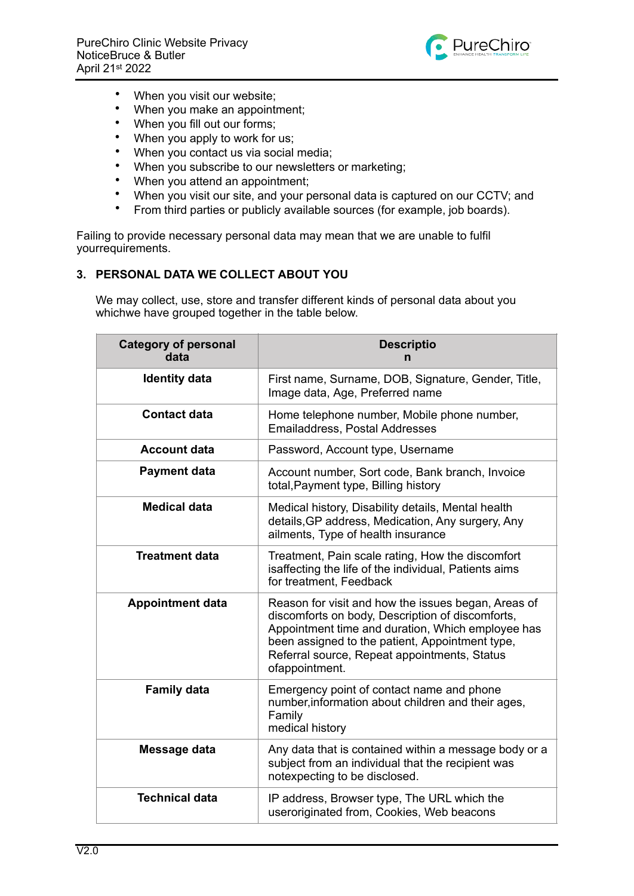- When you visit our website;
- When you make an appointment;
- When you fill out our forms;
- When you apply to work for us;
- When you contact us via social media;
- When you subscribe to our newsletters or marketing;
- When you attend an appointment;
- When you visit our site, and your personal data is captured on our CCTV; and
- From third parties or publicly available sources (for example, job boards).

Failing to provide necessary personal data may mean that we are unable to fulfil yourrequirements.

## 3. PERSONAL DATA WE COLLECT ABOUT YOU

We may collect, use, store and transfer different kinds of personal data about you whichwe have grouped together in the table below.

| Category of personal data | Description |
|---|---|
| **Identity data** | First name, Surname, DOB, Signature, Gender, Title, Image data, Age, Preferred name |
| **Contact data** | Home telephone number, Mobile phone number, Emailaddress, Postal Addresses |
| **Account data** | Password, Account type, Username |
| **Payment data** | Account number, Sort code, Bank branch, Invoice total,Payment type, Billing history |
| **Medical data** | Medical history, Disability details, Mental health details,GP address, Medication, Any surgery, Any ailments, Type of health insurance |
| **Treatment data** | Treatment, Pain scale rating, How the discomfort isaffecting the life of the individual, Patients aims for treatment, Feedback |
| **Appointment data** | Reason for visit and how the issues began, Areas of discomforts on body, Description of discomforts, Appointment time and duration, Which employee has been assigned to the patient, Appointment type, Referral source, Repeat appointments, Status ofappointment. |
| **Family data** | Emergency point of contact name and phone number,information about children and their ages, Family medical history |
| **Message data** | Any data that is contained within a message body or a subject from an individual that the recipient was notexpecting to be disclosed. |
| **Technical data** | IP address, Browser type, The URL which the useroriginated from, Cookies, Web beacons |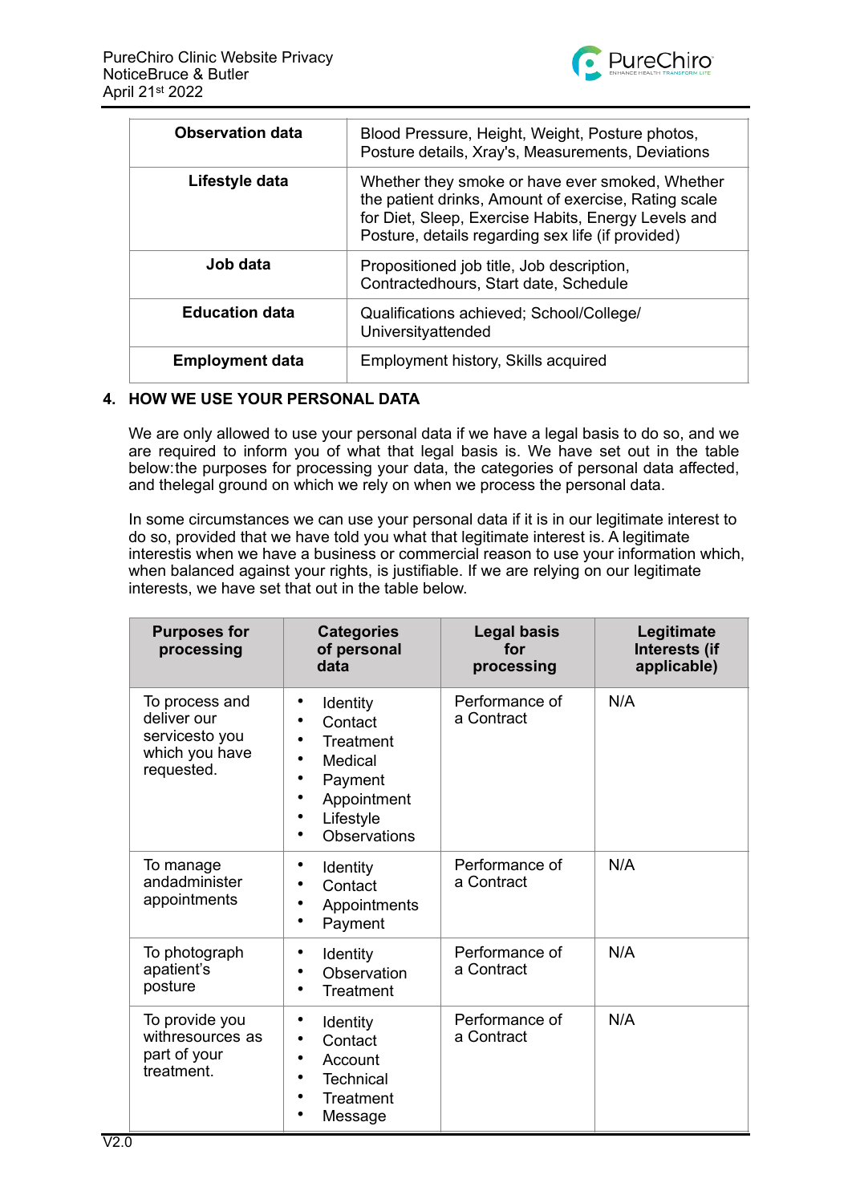| | |
|---|---|
| **Observation data** | Blood Pressure, Height, Weight, Posture photos, Posture details, Xray's, Measurements, Deviations |
| **Lifestyle data** | Whether they smoke or have ever smoked, Whether the patient drinks, Amount of exercise, Rating scale for Diet, Sleep, Exercise Habits, Energy Levels and Posture, details regarding sex life (if provided) |
| **Job data** | Propositioned job title, Job description, Contractedhours, Start date, Schedule |
| **Education data** | Qualifications achieved; School/College/ Universityattended |
| **Employment data** | Employment history, Skills acquired |

## 4. HOW WE USE YOUR PERSONAL DATA

We are only allowed to use your personal data if we have a legal basis to do so, and we are required to inform you of what that legal basis is. We have set out in the table below:the purposes for processing your data, the categories of personal data affected, and thelegal ground on which we rely on when we process the personal data.

In some circumstances we can use your personal data if it is in our legitimate interest to do so, provided that we have told you what that legitimate interest is. A legitimate interestis when we have a business or commercial reason to use your information which, when balanced against your rights, is justifiable. If we are relying on our legitimate interests, we have set that out in the table below.

| Purposes for processing | Categories of personal data | Legal basis for processing | Legitimate Interests (if applicable) |
|---|---|---|---|
| To process and deliver our servicesto you which you have requested. | • Identity<br>• Contact<br>• Treatment<br>• Medical<br>• Payment<br>• Appointment<br>• Lifestyle<br>• Observations | Performance of a Contract | N/A |
| To manage andadminister appointments | • Identity<br>• Contact<br>• Appointments<br>• Payment | Performance of a Contract | N/A |
| To photograph apatient's posture | • Identity<br>• Observation<br>• Treatment | Performance of a Contract | N/A |
| To provide you withresources as part of your treatment. | • Identity<br>• Contact<br>• Account<br>• Technical<br>• Treatment<br>• Message | Performance of a Contract | N/A |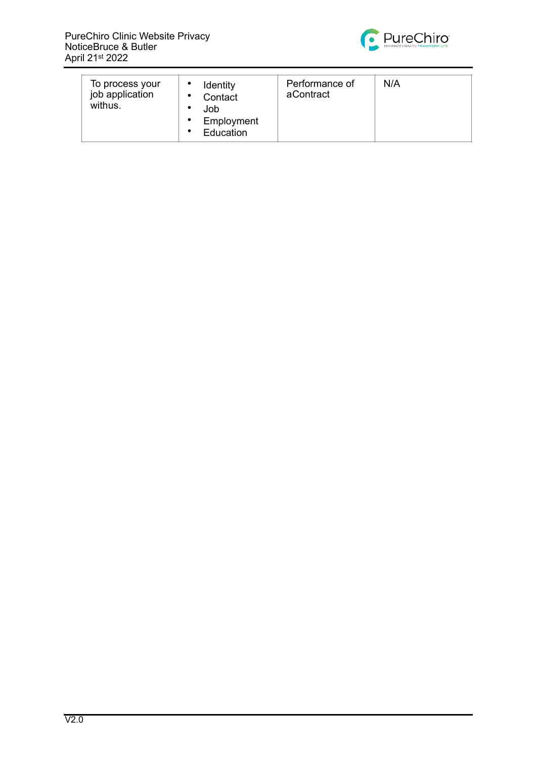| To process your job application withus. | • Identity<br>• Contact<br>• Job<br>• Employment<br>• Education | Performance of aContract | N/A |
|---|---|---|---|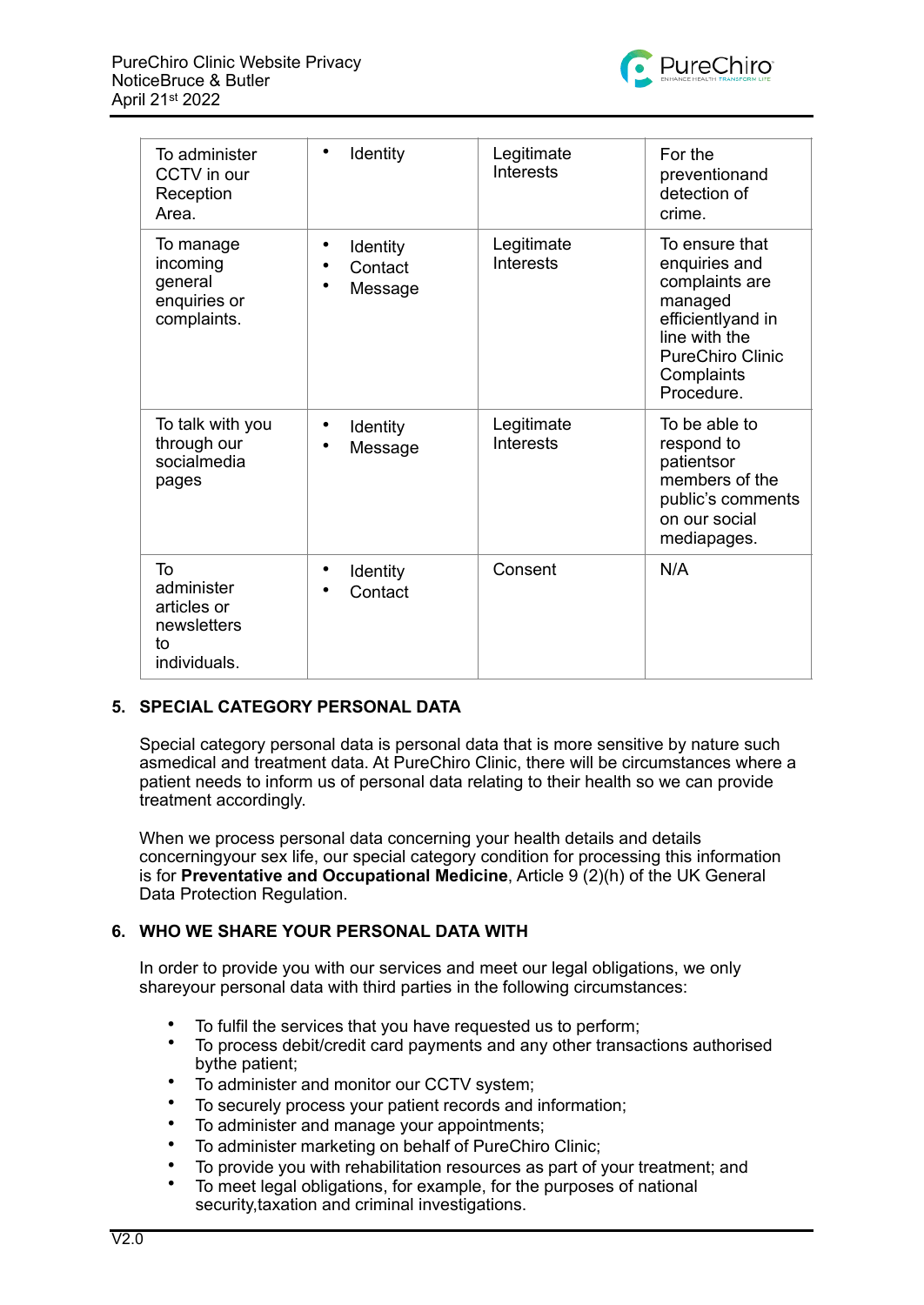| To administer CCTV in our Reception Area. | • Identity | Legitimate Interests | For the preventionand detection of crime. |
|---|---|---|---|
| To manage incoming general enquiries or complaints. | • Identity<br>• Contact<br>• Message | Legitimate Interests | To ensure that enquiries and complaints are managed efficientlyand in line with the PureChiro Clinic Complaints Procedure. |
| To talk with you through our socialmedia pages | • Identity<br>• Message | Legitimate Interests | To be able to respond to patientsor members of the public's comments on our social mediapages. |
| To administer articles or newsletters to individuals. | • Identity<br>• Contact | Consent | N/A |

## 5. SPECIAL CATEGORY PERSONAL DATA

Special category personal data is personal data that is more sensitive by nature such asmedical and treatment data. At PureChiro Clinic, there will be circumstances where a patient needs to inform us of personal data relating to their health so we can provide treatment accordingly.

When we process personal data concerning your health details and details concerningyour sex life, our special category condition for processing this information is for **Preventative and Occupational Medicine**, Article 9 (2)(h) of the UK General Data Protection Regulation.

## 6. WHO WE SHARE YOUR PERSONAL DATA WITH

In order to provide you with our services and meet our legal obligations, we only shareyour personal data with third parties in the following circumstances:

- To fulfil the services that you have requested us to perform;
- To process debit/credit card payments and any other transactions authorised bythe patient;
- To administer and monitor our CCTV system;
- To securely process your patient records and information;
- To administer and manage your appointments;
- To administer marketing on behalf of PureChiro Clinic;
- To provide you with rehabilitation resources as part of your treatment; and
- To meet legal obligations, for example, for the purposes of national security,taxation and criminal investigations.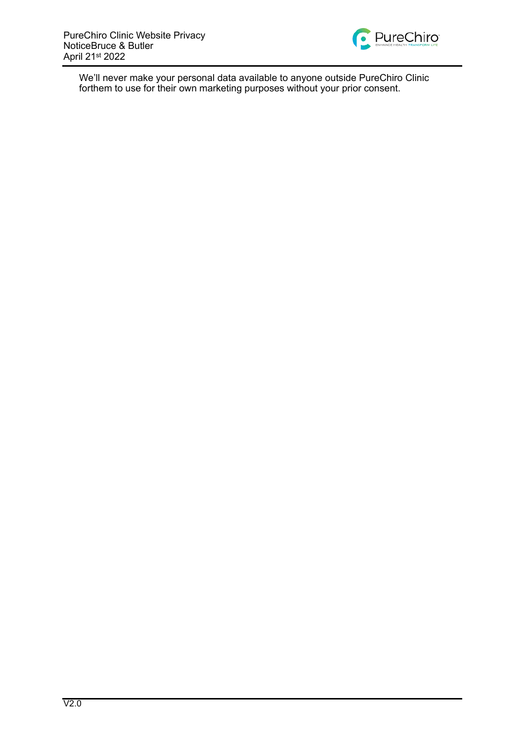We'll never make your personal data available to anyone outside PureChiro Clinic forthem to use for their own marketing purposes without your prior consent.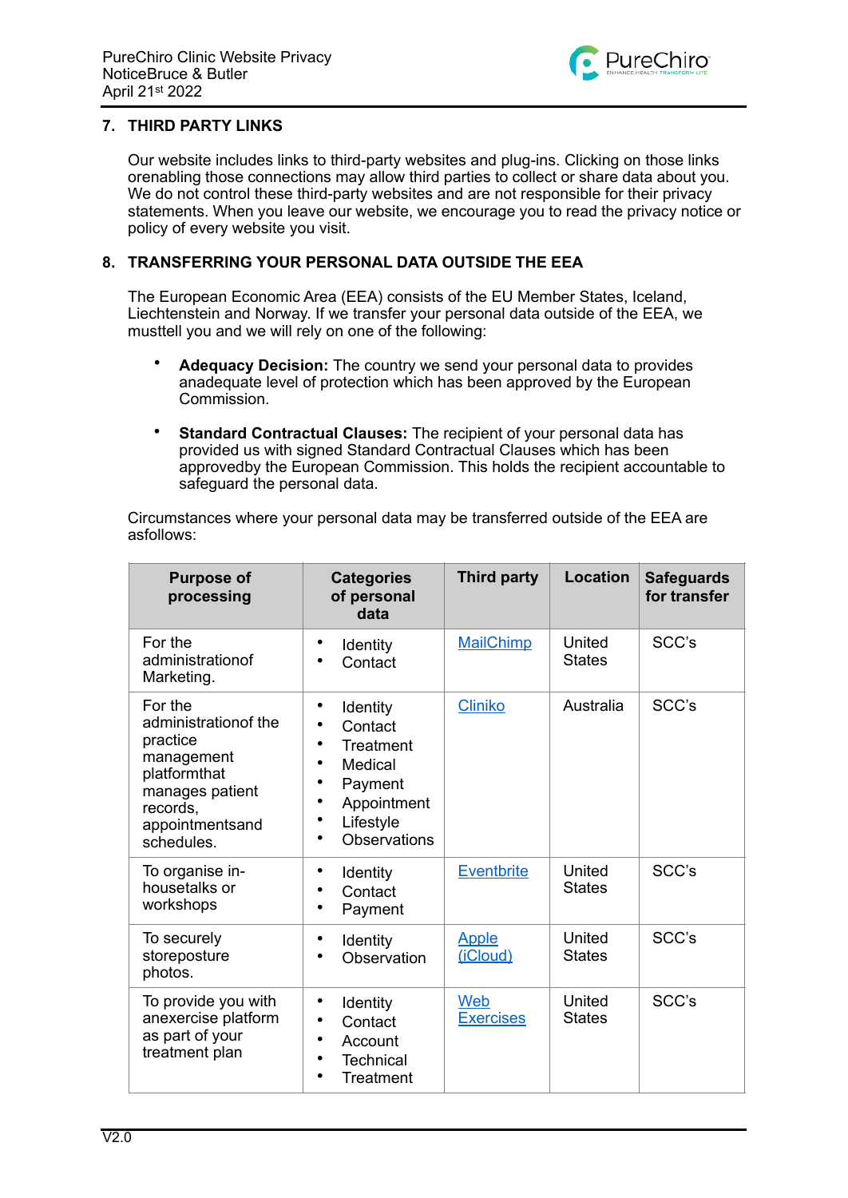## 7. THIRD PARTY LINKS

Our website includes links to third-party websites and plug-ins. Clicking on those links orenabling those connections may allow third parties to collect or share data about you. We do not control these third-party websites and are not responsible for their privacy statements. When you leave our website, we encourage you to read the privacy notice or policy of every website you visit.

## 8. TRANSFERRING YOUR PERSONAL DATA OUTSIDE THE EEA

The European Economic Area (EEA) consists of the EU Member States, Iceland, Liechtenstein and Norway. If we transfer your personal data outside of the EEA, we musttell you and we will rely on one of the following:

- **Adequacy Decision:** The country we send your personal data to provides anadequate level of protection which has been approved by the European Commission.
- **Standard Contractual Clauses:** The recipient of your personal data has provided us with signed Standard Contractual Clauses which has been approvedby the European Commission. This holds the recipient accountable to safeguard the personal data.

Circumstances where your personal data may be transferred outside of the EEA are asfollows:

| Purpose of processing | Categories of personal data | Third party | Location | Safeguards for transfer |
|---|---|---|---|---|
| For the administrationof Marketing. | • Identity<br>• Contact | MailChimp | United States | SCC's |
| For the administrationof the practice management platformthat manages patient records, appointmentsand schedules. | • Identity<br>• Contact<br>• Treatment<br>• Medical<br>• Payment<br>• Appointment<br>• Lifestyle<br>• Observations | Cliniko | Australia | SCC's |
| To organise in-housetalks or workshops | • Identity<br>• Contact<br>• Payment | Eventbrite | United States | SCC's |
| To securely storeposture photos. | • Identity<br>• Observation | Apple (iCloud) | United States | SCC's |
| To provide you with anexercise platform as part of your treatment plan | • Identity<br>• Contact<br>• Account<br>• Technical<br>• Treatment | Web Exercises | United States | SCC's |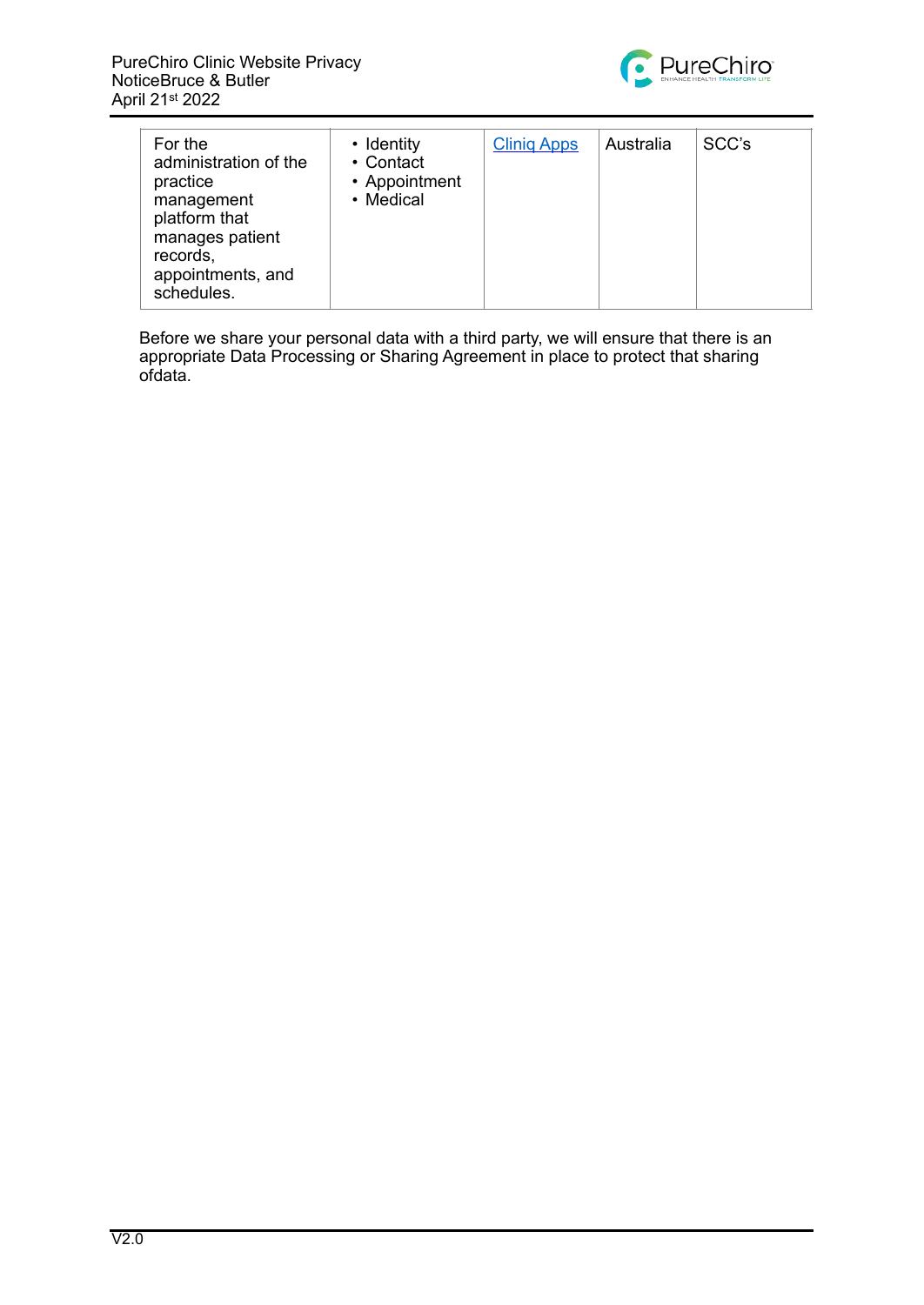| | | | | |
|---|---|---|---|---|
| For the administration of the practice management platform that manages patient records, appointments, and schedules. | • Identity<br>• Contact<br>• Appointment<br>• Medical | [Cliniq Apps]() | Australia | SCC's |

Before we share your personal data with a third party, we will ensure that there is an appropriate Data Processing or Sharing Agreement in place to protect that sharing ofdata.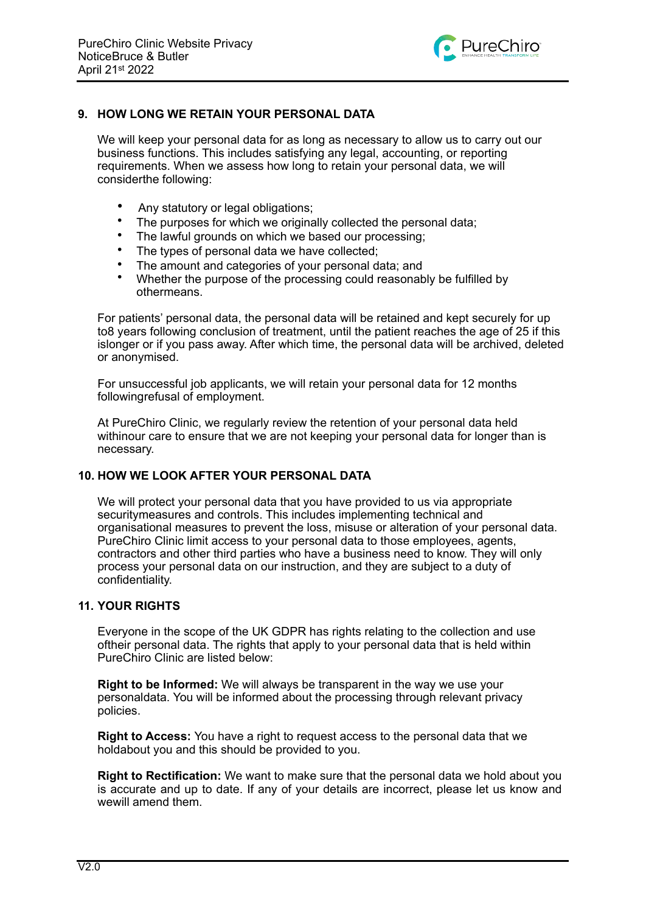## 9. HOW LONG WE RETAIN YOUR PERSONAL DATA

We will keep your personal data for as long as necessary to allow us to carry out our business functions. This includes satisfying any legal, accounting, or reporting requirements. When we assess how long to retain your personal data, we will considerthe following:

- Any statutory or legal obligations;
- The purposes for which we originally collected the personal data;
- The lawful grounds on which we based our processing;
- The types of personal data we have collected;
- The amount and categories of your personal data; and
- Whether the purpose of the processing could reasonably be fulfilled by othermeans.

For patients' personal data, the personal data will be retained and kept securely for up to8 years following conclusion of treatment, until the patient reaches the age of 25 if this islonger or if you pass away. After which time, the personal data will be archived, deleted or anonymised.

For unsuccessful job applicants, we will retain your personal data for 12 months followingrefusal of employment.

At PureChiro Clinic, we regularly review the retention of your personal data held withinour care to ensure that we are not keeping your personal data for longer than is necessary.

## 10. HOW WE LOOK AFTER YOUR PERSONAL DATA

We will protect your personal data that you have provided to us via appropriate securitymeasures and controls. This includes implementing technical and organisational measures to prevent the loss, misuse or alteration of your personal data. PureChiro Clinic limit access to your personal data to those employees, agents, contractors and other third parties who have a business need to know. They will only process your personal data on our instruction, and they are subject to a duty of confidentiality.

## 11. YOUR RIGHTS

Everyone in the scope of the UK GDPR has rights relating to the collection and use oftheir personal data. The rights that apply to your personal data that is held within PureChiro Clinic are listed below:

**Right to be Informed:** We will always be transparent in the way we use your personaldata. You will be informed about the processing through relevant privacy policies.

**Right to Access:** You have a right to request access to the personal data that we holdabout you and this should be provided to you.

**Right to Rectification:** We want to make sure that the personal data we hold about you is accurate and up to date. If any of your details are incorrect, please let us know and wewill amend them.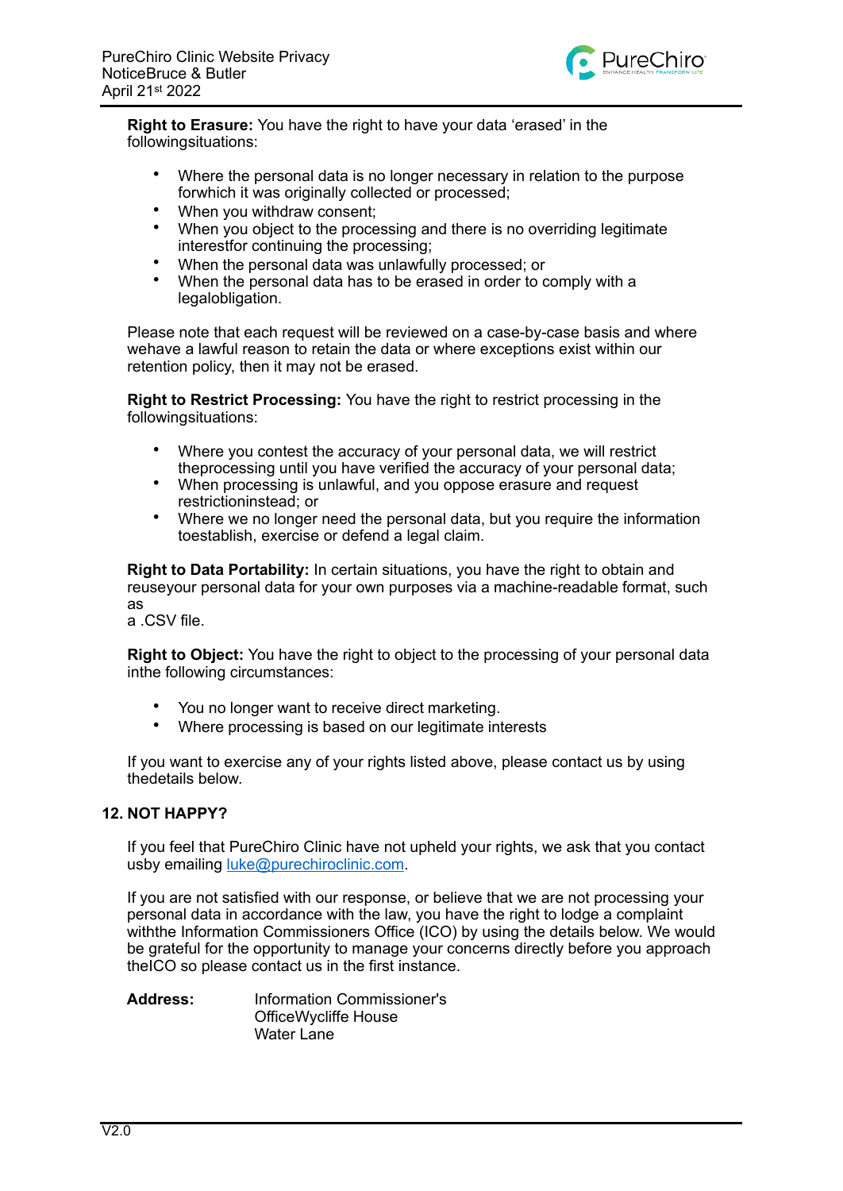**Right to Erasure:** You have the right to have your data 'erased' in the followingsituations:

- Where the personal data is no longer necessary in relation to the purpose forwhich it was originally collected or processed;
- When you withdraw consent;
- When you object to the processing and there is no overriding legitimate interestfor continuing the processing;
- When the personal data was unlawfully processed; or
- When the personal data has to be erased in order to comply with a legalobligation.

Please note that each request will be reviewed on a case-by-case basis and where wehave a lawful reason to retain the data or where exceptions exist within our retention policy, then it may not be erased.

**Right to Restrict Processing:** You have the right to restrict processing in the followingsituations:

- Where you contest the accuracy of your personal data, we will restrict theprocessing until you have verified the accuracy of your personal data;
- When processing is unlawful, and you oppose erasure and request restrictioninstead; or
- Where we no longer need the personal data, but you require the information toestablish, exercise or defend a legal claim.

**Right to Data Portability:** In certain situations, you have the right to obtain and reuseyour personal data for your own purposes via a machine-readable format, such as
a .CSV file.

**Right to Object:** You have the right to object to the processing of your personal data inthe following circumstances:

- You no longer want to receive direct marketing.
- Where processing is based on our legitimate interests

If you want to exercise any of your rights listed above, please contact us by using thedetails below.

## 12. NOT HAPPY?

If you feel that PureChiro Clinic have not upheld your rights, we ask that you contact usby emailing luke@purechiroclinic.com.

If you are not satisfied with our response, or believe that we are not processing your personal data in accordance with the law, you have the right to lodge a complaint withthe Information Commissioners Office (ICO) by using the details below. We would be grateful for the opportunity to manage your concerns directly before you approach theICO so please contact us in the first instance.

**Address:** Information Commissioner's OfficeWycliffe House
Water Lane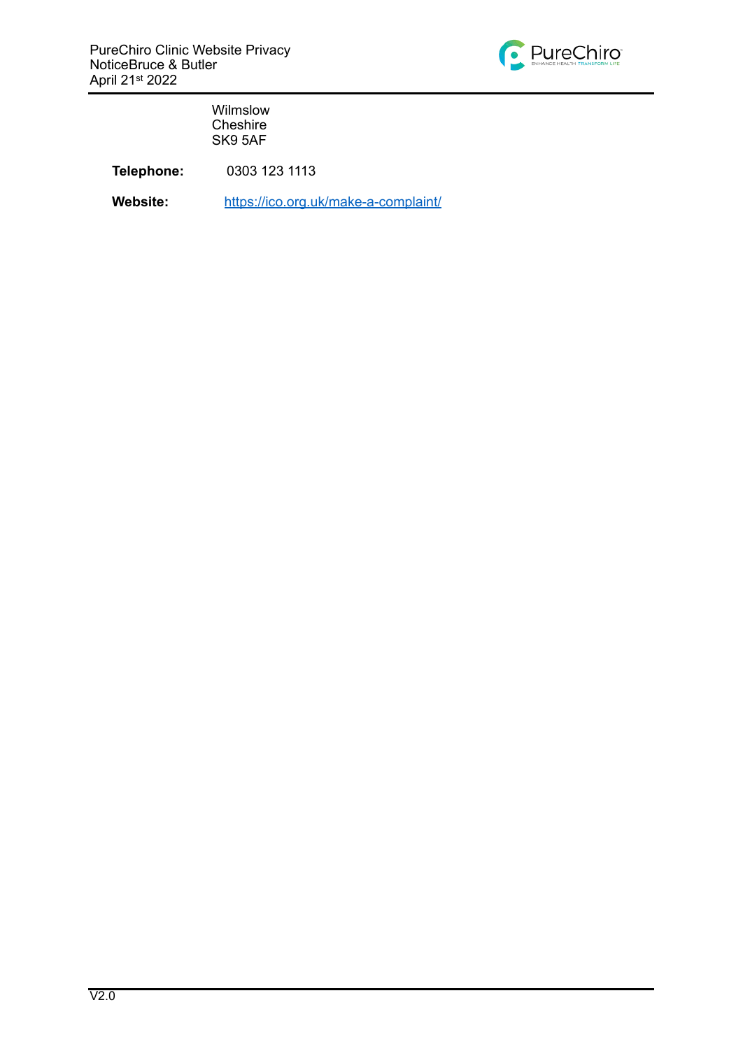Wilmslow
Cheshire
SK9 5AF

**Telephone:** 0303 123 1113

**Website:** https://ico.org.uk/make-a-complaint/